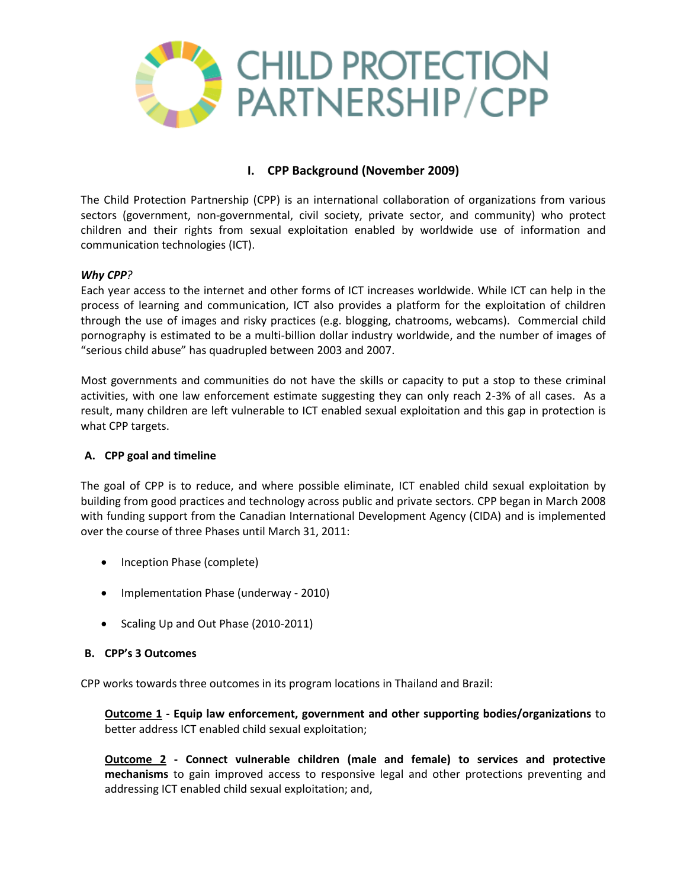# CHILD PROTECTION PARTNERSHIP/CPP

## I. CPP Background (November 2009)

The Child Protection Partnership (CPP) is an international collaboration of organizations from various sectors (government, non-governmental, civil society, private sector, and community) who protect children and their rights from sexual exploitation enabled by worldwide use of information and communication technologies (ICT).

***Why CPP?***
Each year access to the internet and other forms of ICT increases worldwide. While ICT can help in the process of learning and communication, ICT also provides a platform for the exploitation of children through the use of images and risky practices (e.g. blogging, chatrooms, webcams). Commercial child pornography is estimated to be a multi-billion dollar industry worldwide, and the number of images of "serious child abuse" has quadrupled between 2003 and 2007.

Most governments and communities do not have the skills or capacity to put a stop to these criminal activities, with one law enforcement estimate suggesting they can only reach 2-3% of all cases. As a result, many children are left vulnerable to ICT enabled sexual exploitation and this gap in protection is what CPP targets.

### A. CPP goal and timeline

The goal of CPP is to reduce, and where possible eliminate, ICT enabled child sexual exploitation by building from good practices and technology across public and private sectors. CPP began in March 2008 with funding support from the Canadian International Development Agency (CIDA) and is implemented over the course of three Phases until March 31, 2011:

- Inception Phase (complete)
- Implementation Phase (underway - 2010)
- Scaling Up and Out Phase (2010-2011)

### B. CPP's 3 Outcomes

CPP works towards three outcomes in its program locations in Thailand and Brazil:

<u>Outcome 1</u> **- Equip law enforcement, government and other supporting bodies/organizations** to better address ICT enabled child sexual exploitation;

<u>Outcome 2</u> **- Connect vulnerable children (male and female) to services and protective mechanisms** to gain improved access to responsive legal and other protections preventing and addressing ICT enabled child sexual exploitation; and,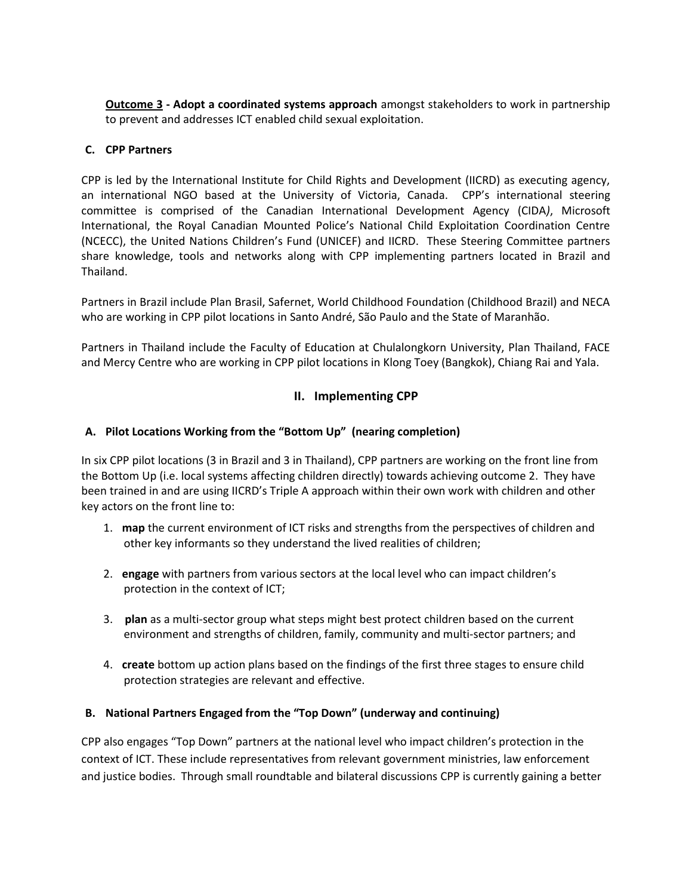**Outcome 3 - Adopt a coordinated systems approach** amongst stakeholders to work in partnership to prevent and addresses ICT enabled child sexual exploitation.

### C. CPP Partners

CPP is led by the International Institute for Child Rights and Development (IICRD) as executing agency, an international NGO based at the University of Victoria, Canada. CPP's international steering committee is comprised of the Canadian International Development Agency (CIDA*)*, Microsoft International, the Royal Canadian Mounted Police's National Child Exploitation Coordination Centre (NCECC), the United Nations Children's Fund (UNICEF) and IICRD. These Steering Committee partners share knowledge, tools and networks along with CPP implementing partners located in Brazil and Thailand.

Partners in Brazil include Plan Brasil, Safernet, World Childhood Foundation (Childhood Brazil) and NECA who are working in CPP pilot locations in Santo André, São Paulo and the State of Maranhão.

Partners in Thailand include the Faculty of Education at Chulalongkorn University, Plan Thailand, FACE and Mercy Centre who are working in CPP pilot locations in Klong Toey (Bangkok), Chiang Rai and Yala.

## II. Implementing CPP

### A. Pilot Locations Working from the "Bottom Up" (nearing completion)

In six CPP pilot locations (3 in Brazil and 3 in Thailand), CPP partners are working on the front line from the Bottom Up (i.e. local systems affecting children directly) towards achieving outcome 2. They have been trained in and are using IICRD's Triple A approach within their own work with children and other key actors on the front line to:

1. **map** the current environment of ICT risks and strengths from the perspectives of children and other key informants so they understand the lived realities of children;
2. **engage** with partners from various sectors at the local level who can impact children's protection in the context of ICT;
3. **plan** as a multi-sector group what steps might best protect children based on the current environment and strengths of children, family, community and multi-sector partners; and
4. **create** bottom up action plans based on the findings of the first three stages to ensure child protection strategies are relevant and effective.

### B. National Partners Engaged from the "Top Down" (underway and continuing)

CPP also engages "Top Down" partners at the national level who impact children's protection in the context of ICT. These include representatives from relevant government ministries, law enforcement and justice bodies. Through small roundtable and bilateral discussions CPP is currently gaining a better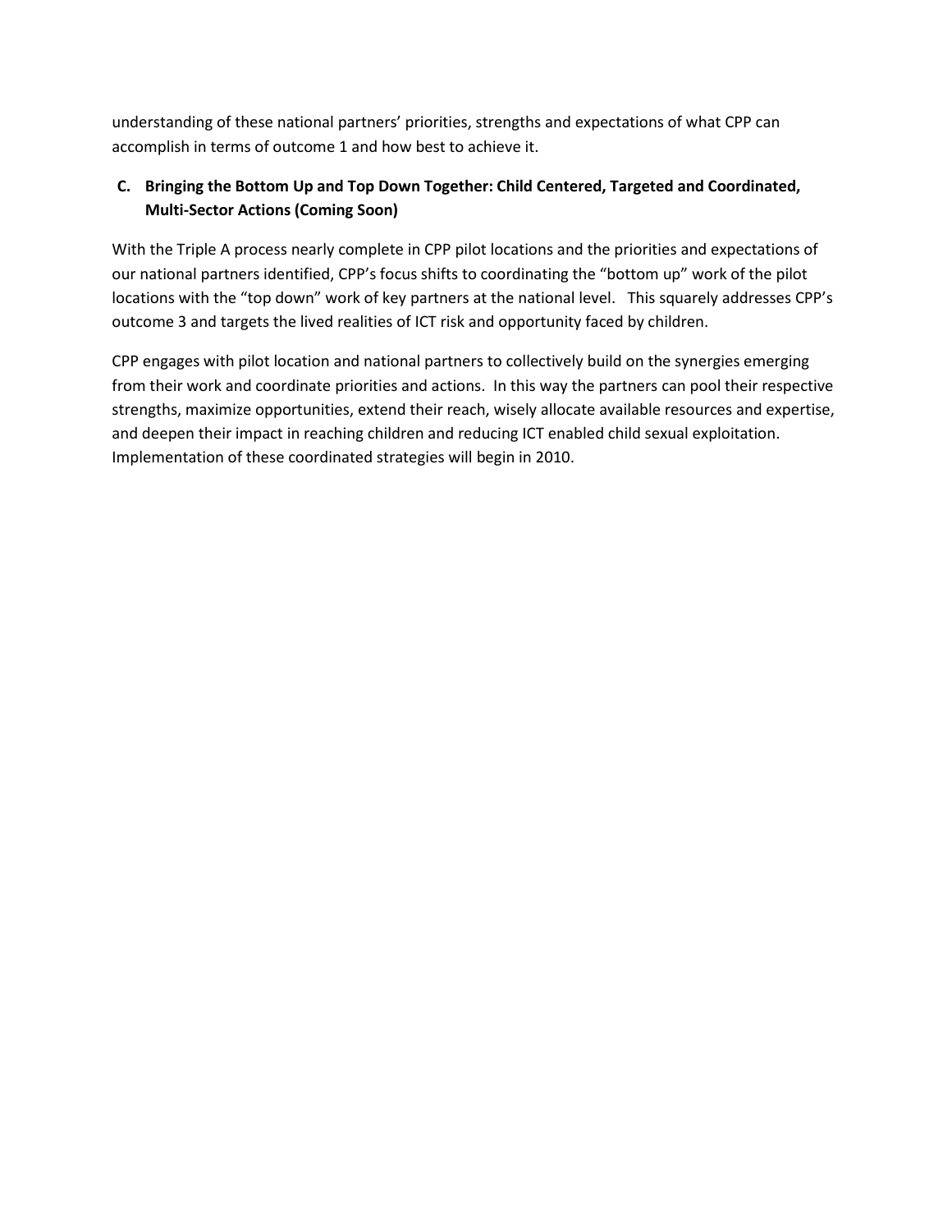understanding of these national partners' priorities, strengths and expectations of what CPP can accomplish in terms of outcome 1 and how best to achieve it.

### C. Bringing the Bottom Up and Top Down Together: Child Centered, Targeted and Coordinated, Multi-Sector Actions (Coming Soon)

With the Triple A process nearly complete in CPP pilot locations and the priorities and expectations of our national partners identified, CPP's focus shifts to coordinating the "bottom up" work of the pilot locations with the "top down" work of key partners at the national level. This squarely addresses CPP's outcome 3 and targets the lived realities of ICT risk and opportunity faced by children.

CPP engages with pilot location and national partners to collectively build on the synergies emerging from their work and coordinate priorities and actions. In this way the partners can pool their respective strengths, maximize opportunities, extend their reach, wisely allocate available resources and expertise, and deepen their impact in reaching children and reducing ICT enabled child sexual exploitation. Implementation of these coordinated strategies will begin in 2010.